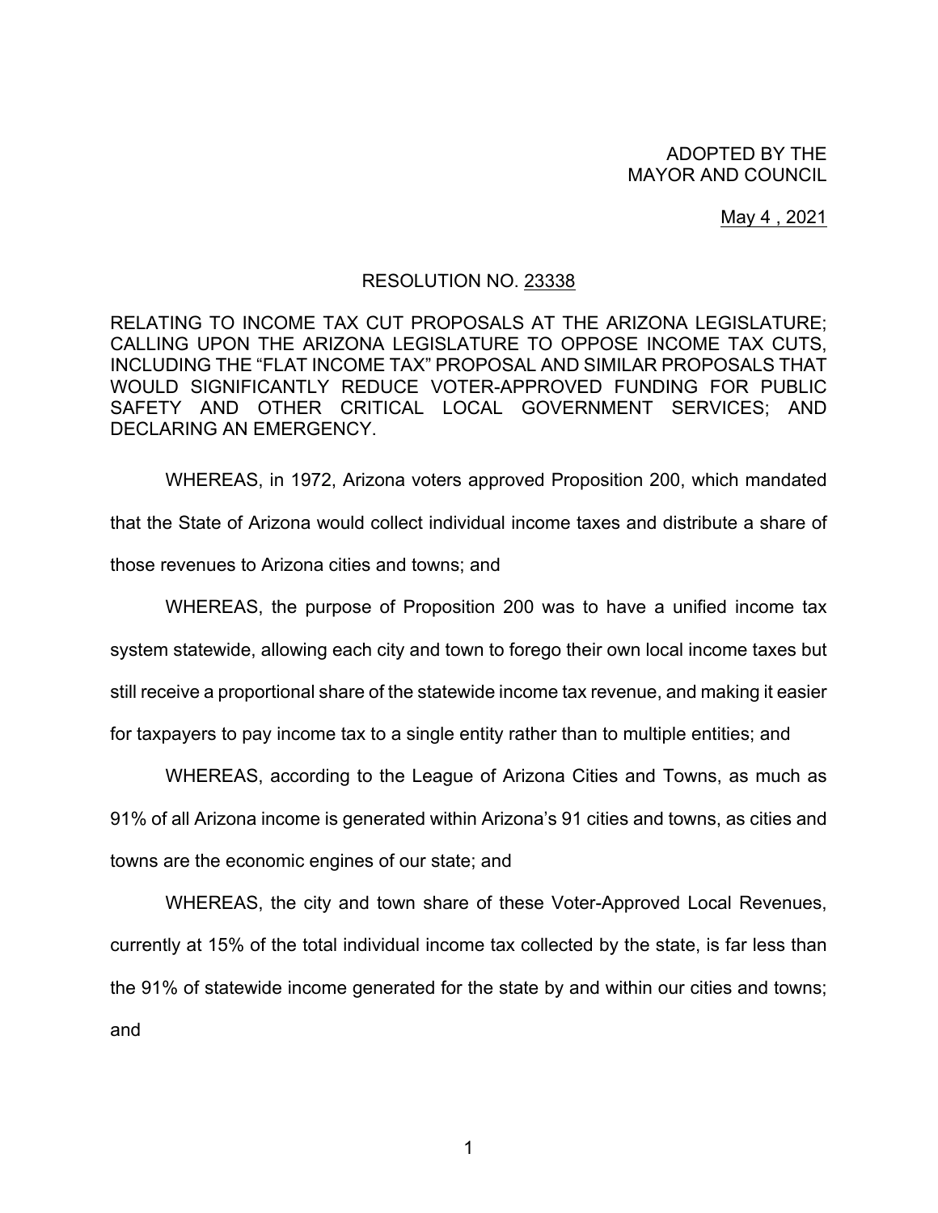ADOPTED BY THE
MAYOR AND COUNCIL

May 4 , 2021

RESOLUTION NO. 23338

RELATING TO INCOME TAX CUT PROPOSALS AT THE ARIZONA LEGISLATURE; CALLING UPON THE ARIZONA LEGISLATURE TO OPPOSE INCOME TAX CUTS, INCLUDING THE "FLAT INCOME TAX" PROPOSAL AND SIMILAR PROPOSALS THAT WOULD SIGNIFICANTLY REDUCE VOTER-APPROVED FUNDING FOR PUBLIC SAFETY AND OTHER CRITICAL LOCAL GOVERNMENT SERVICES; AND DECLARING AN EMERGENCY.

WHEREAS, in 1972, Arizona voters approved Proposition 200, which mandated that the State of Arizona would collect individual income taxes and distribute a share of those revenues to Arizona cities and towns; and

WHEREAS, the purpose of Proposition 200 was to have a unified income tax system statewide, allowing each city and town to forego their own local income taxes but still receive a proportional share of the statewide income tax revenue, and making it easier for taxpayers to pay income tax to a single entity rather than to multiple entities; and

WHEREAS, according to the League of Arizona Cities and Towns, as much as 91% of all Arizona income is generated within Arizona's 91 cities and towns, as cities and towns are the economic engines of our state; and

WHEREAS, the city and town share of these Voter-Approved Local Revenues, currently at 15% of the total individual income tax collected by the state, is far less than the 91% of statewide income generated for the state by and within our cities and towns; and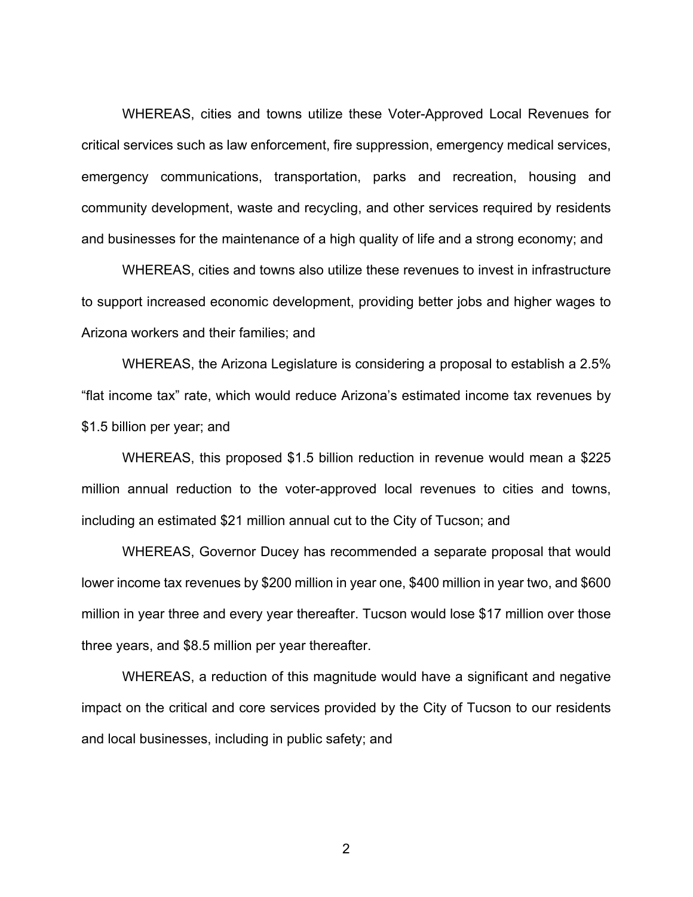WHEREAS, cities and towns utilize these Voter-Approved Local Revenues for critical services such as law enforcement, fire suppression, emergency medical services, emergency communications, transportation, parks and recreation, housing and community development, waste and recycling, and other services required by residents and businesses for the maintenance of a high quality of life and a strong economy; and

WHEREAS, cities and towns also utilize these revenues to invest in infrastructure to support increased economic development, providing better jobs and higher wages to Arizona workers and their families; and

WHEREAS, the Arizona Legislature is considering a proposal to establish a 2.5% "flat income tax" rate, which would reduce Arizona's estimated income tax revenues by $1.5 billion per year; and

WHEREAS, this proposed $1.5 billion reduction in revenue would mean a $225 million annual reduction to the voter-approved local revenues to cities and towns, including an estimated $21 million annual cut to the City of Tucson; and

WHEREAS, Governor Ducey has recommended a separate proposal that would lower income tax revenues by $200 million in year one, $400 million in year two, and $600 million in year three and every year thereafter. Tucson would lose $17 million over those three years, and $8.5 million per year thereafter.

WHEREAS, a reduction of this magnitude would have a significant and negative impact on the critical and core services provided by the City of Tucson to our residents and local businesses, including in public safety; and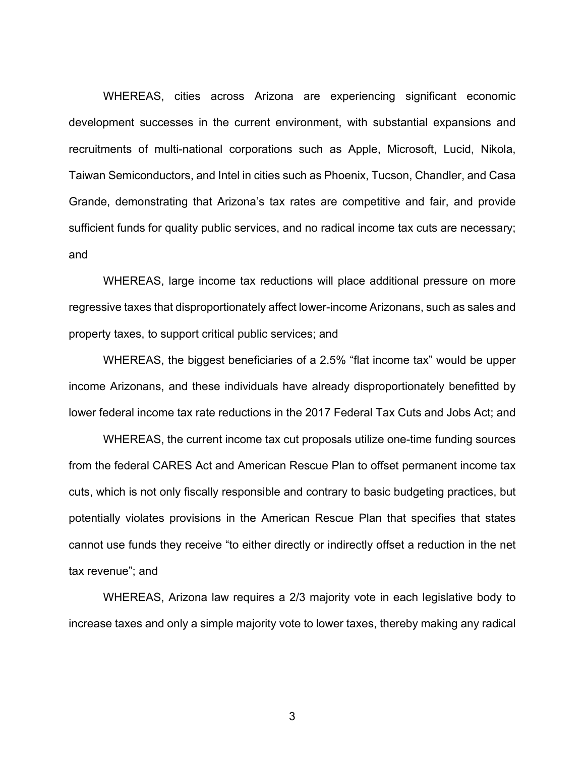WHEREAS, cities across Arizona are experiencing significant economic development successes in the current environment, with substantial expansions and recruitments of multi-national corporations such as Apple, Microsoft, Lucid, Nikola, Taiwan Semiconductors, and Intel in cities such as Phoenix, Tucson, Chandler, and Casa Grande, demonstrating that Arizona's tax rates are competitive and fair, and provide sufficient funds for quality public services, and no radical income tax cuts are necessary; and

WHEREAS, large income tax reductions will place additional pressure on more regressive taxes that disproportionately affect lower-income Arizonans, such as sales and property taxes, to support critical public services; and

WHEREAS, the biggest beneficiaries of a 2.5% "flat income tax" would be upper income Arizonans, and these individuals have already disproportionately benefitted by lower federal income tax rate reductions in the 2017 Federal Tax Cuts and Jobs Act; and

WHEREAS, the current income tax cut proposals utilize one-time funding sources from the federal CARES Act and American Rescue Plan to offset permanent income tax cuts, which is not only fiscally responsible and contrary to basic budgeting practices, but potentially violates provisions in the American Rescue Plan that specifies that states cannot use funds they receive "to either directly or indirectly offset a reduction in the net tax revenue"; and

WHEREAS, Arizona law requires a 2/3 majority vote in each legislative body to increase taxes and only a simple majority vote to lower taxes, thereby making any radical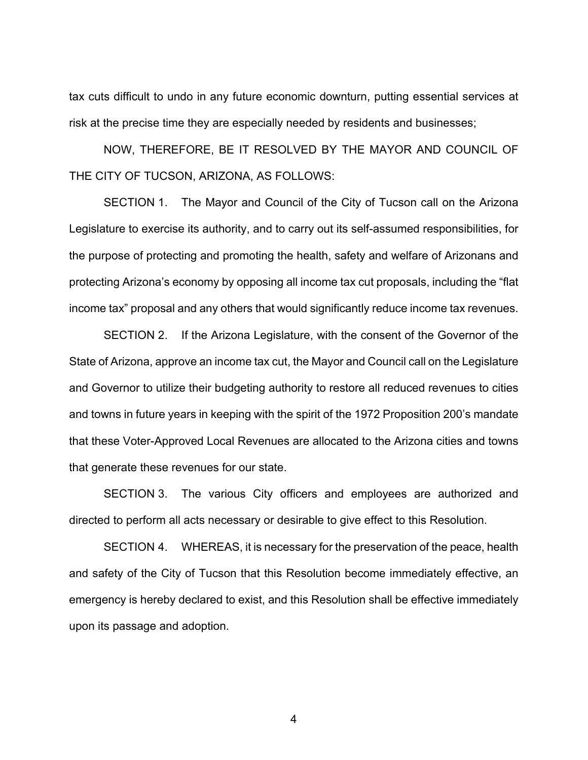tax cuts difficult to undo in any future economic downturn, putting essential services at risk at the precise time they are especially needed by residents and businesses;

NOW, THEREFORE, BE IT RESOLVED BY THE MAYOR AND COUNCIL OF THE CITY OF TUCSON, ARIZONA, AS FOLLOWS:

SECTION 1. The Mayor and Council of the City of Tucson call on the Arizona Legislature to exercise its authority, and to carry out its self-assumed responsibilities, for the purpose of protecting and promoting the health, safety and welfare of Arizonans and protecting Arizona's economy by opposing all income tax cut proposals, including the "flat income tax" proposal and any others that would significantly reduce income tax revenues.

SECTION 2. If the Arizona Legislature, with the consent of the Governor of the State of Arizona, approve an income tax cut, the Mayor and Council call on the Legislature and Governor to utilize their budgeting authority to restore all reduced revenues to cities and towns in future years in keeping with the spirit of the 1972 Proposition 200's mandate that these Voter-Approved Local Revenues are allocated to the Arizona cities and towns that generate these revenues for our state.

SECTION 3. The various City officers and employees are authorized and directed to perform all acts necessary or desirable to give effect to this Resolution.

SECTION 4. WHEREAS, it is necessary for the preservation of the peace, health and safety of the City of Tucson that this Resolution become immediately effective, an emergency is hereby declared to exist, and this Resolution shall be effective immediately upon its passage and adoption.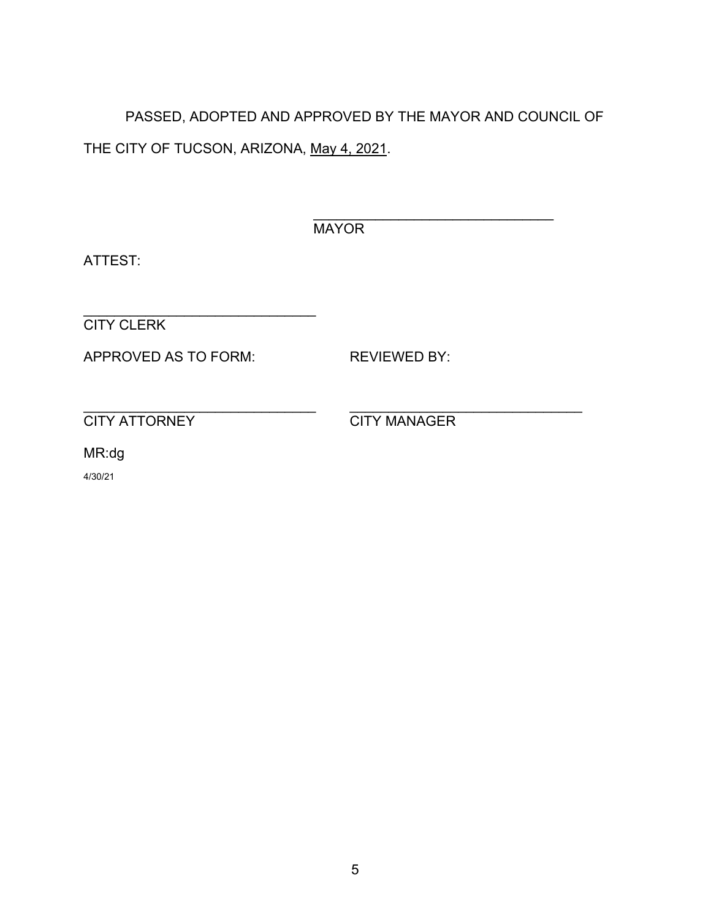PASSED, ADOPTED AND APPROVED BY THE MAYOR AND COUNCIL OF THE CITY OF TUCSON, ARIZONA, May 4, 2021.

\_\_\_\_\_\_\_\_\_\_\_\_\_\_\_\_\_\_\_\_\_\_\_\_\_\_\_\_\_\_\_\_
MAYOR

ATTEST:

\_\_\_\_\_\_\_\_\_\_\_\_\_\_\_\_\_\_\_\_\_\_\_\_\_\_\_\_\_\_\_\_
CITY CLERK

APPROVED AS TO FORM: REVIEWED BY:

\_\_\_\_\_\_\_\_\_\_\_\_\_\_\_\_\_\_\_\_\_\_\_\_\_\_\_\_\_\_\_\_ \_\_\_\_\_\_\_\_\_\_\_\_\_\_\_\_\_\_\_\_\_\_\_\_\_\_\_\_\_\_\_\_
CITY ATTORNEY CITY MANAGER

MR:dg

4/30/21